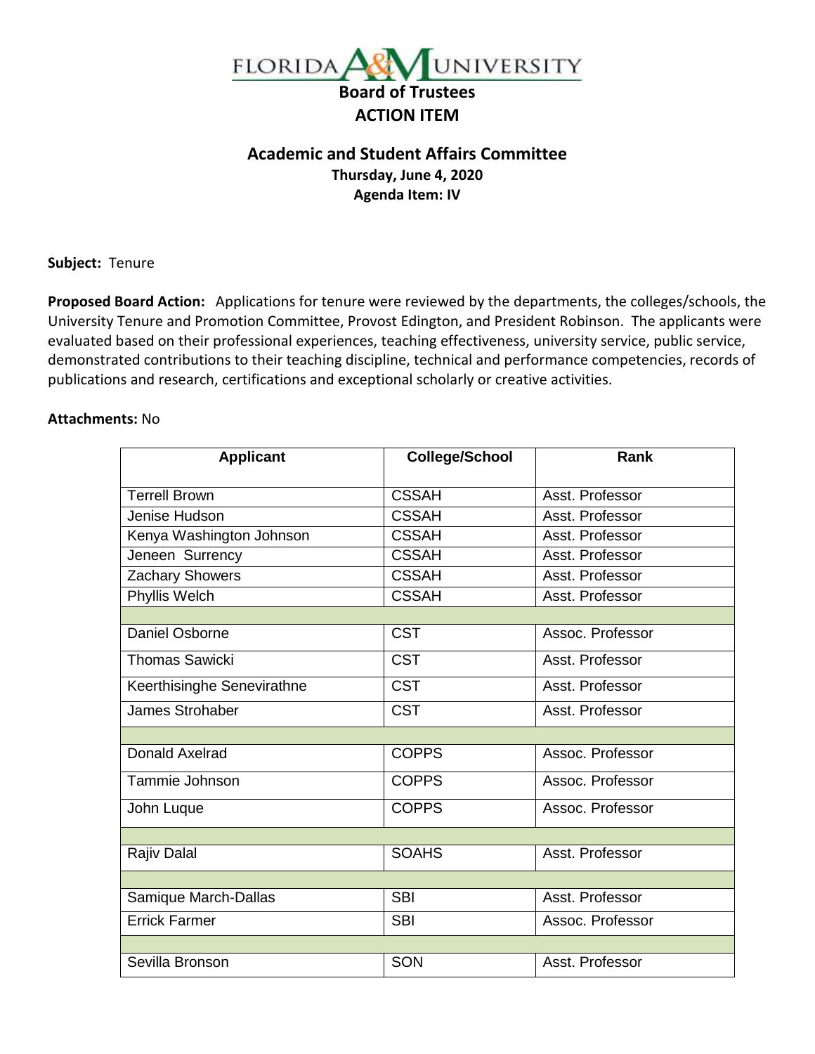# FLORIDA A&M UNIVERSITY

## Board of Trustees
## ACTION ITEM

### Academic and Student Affairs Committee
**Thursday, June 4, 2020**
**Agenda Item: IV**

**Subject:** Tenure

**Proposed Board Action:** Applications for tenure were reviewed by the departments, the colleges/schools, the University Tenure and Promotion Committee, Provost Edington, and President Robinson. The applicants were evaluated based on their professional experiences, teaching effectiveness, university service, public service, demonstrated contributions to their teaching discipline, technical and performance competencies, records of publications and research, certifications and exceptional scholarly or creative activities.

**Attachments:** No

| Applicant | College/School | Rank |
|---|---|---|
| Terrell Brown | CSSAH | Asst. Professor |
| Jenise Hudson | CSSAH | Asst. Professor |
| Kenya Washington Johnson | CSSAH | Asst. Professor |
| Jeneen Surrency | CSSAH | Asst. Professor |
| Zachary Showers | CSSAH | Asst. Professor |
| Phyllis Welch | CSSAH | Asst. Professor |
| | | |
| Daniel Osborne | CST | Assoc. Professor |
| Thomas Sawicki | CST | Asst. Professor |
| Keerthisinghe Senevirathne | CST | Asst. Professor |
| James Strohaber | CST | Asst. Professor |
| | | |
| Donald Axelrad | COPPS | Assoc. Professor |
| Tammie Johnson | COPPS | Assoc. Professor |
| John Luque | COPPS | Assoc. Professor |
| | | |
| Rajiv Dalal | SOAHS | Asst. Professor |
| | | |
| Samique March-Dallas | SBI | Asst. Professor |
| Errick Farmer | SBI | Assoc. Professor |
| | | |
| Sevilla Bronson | SON | Asst. Professor |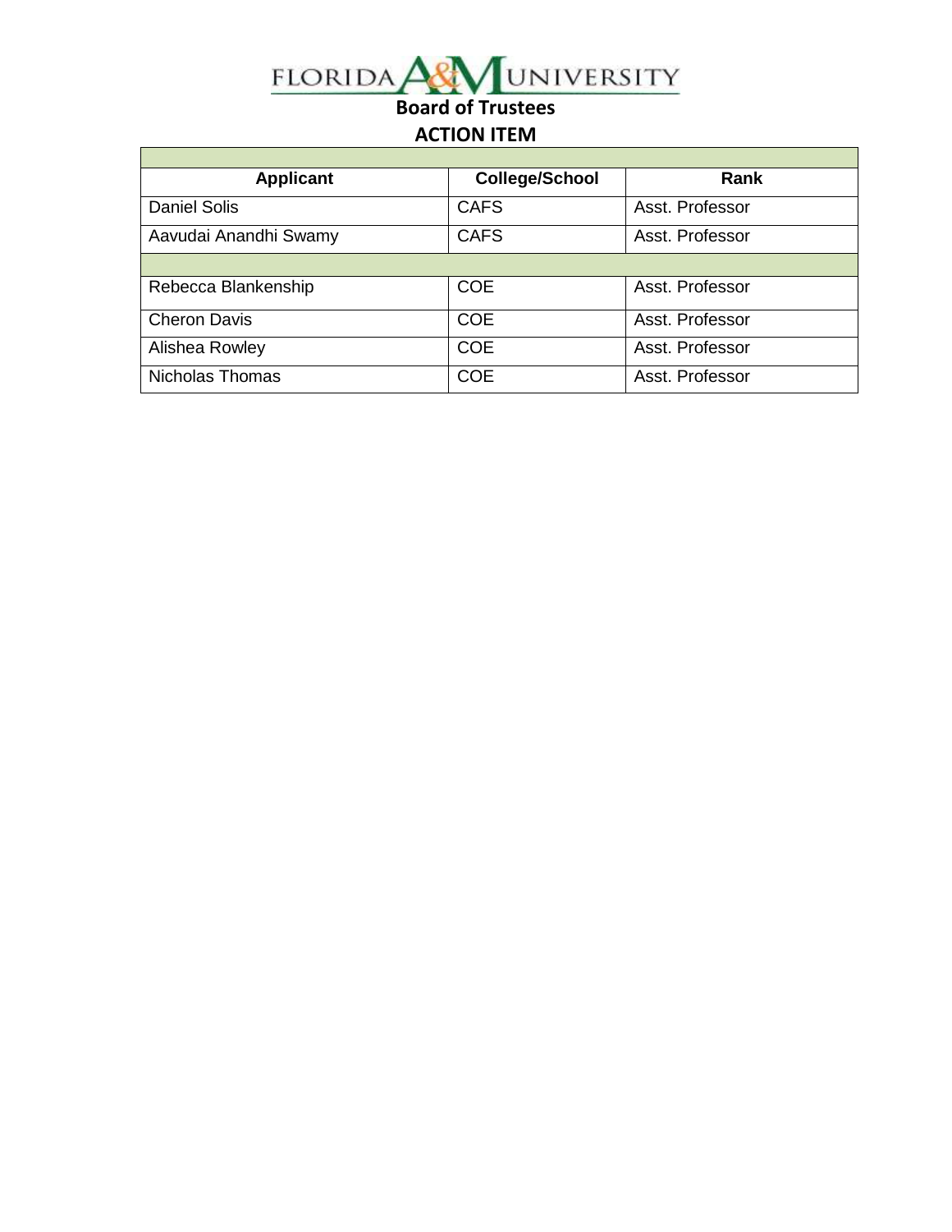FLORIDA A&M UNIVERSITY

**Board of Trustees**

**ACTION ITEM**

| Applicant | College/School | Rank |
|---|---|---|
| Daniel Solis | CAFS | Asst. Professor |
| Aavudai Anandhi Swamy | CAFS | Asst. Professor |
| | | |
| Rebecca Blankenship | COE | Asst. Professor |
| Cheron Davis | COE | Asst. Professor |
| Alishea Rowley | COE | Asst. Professor |
| Nicholas Thomas | COE | Asst. Professor |